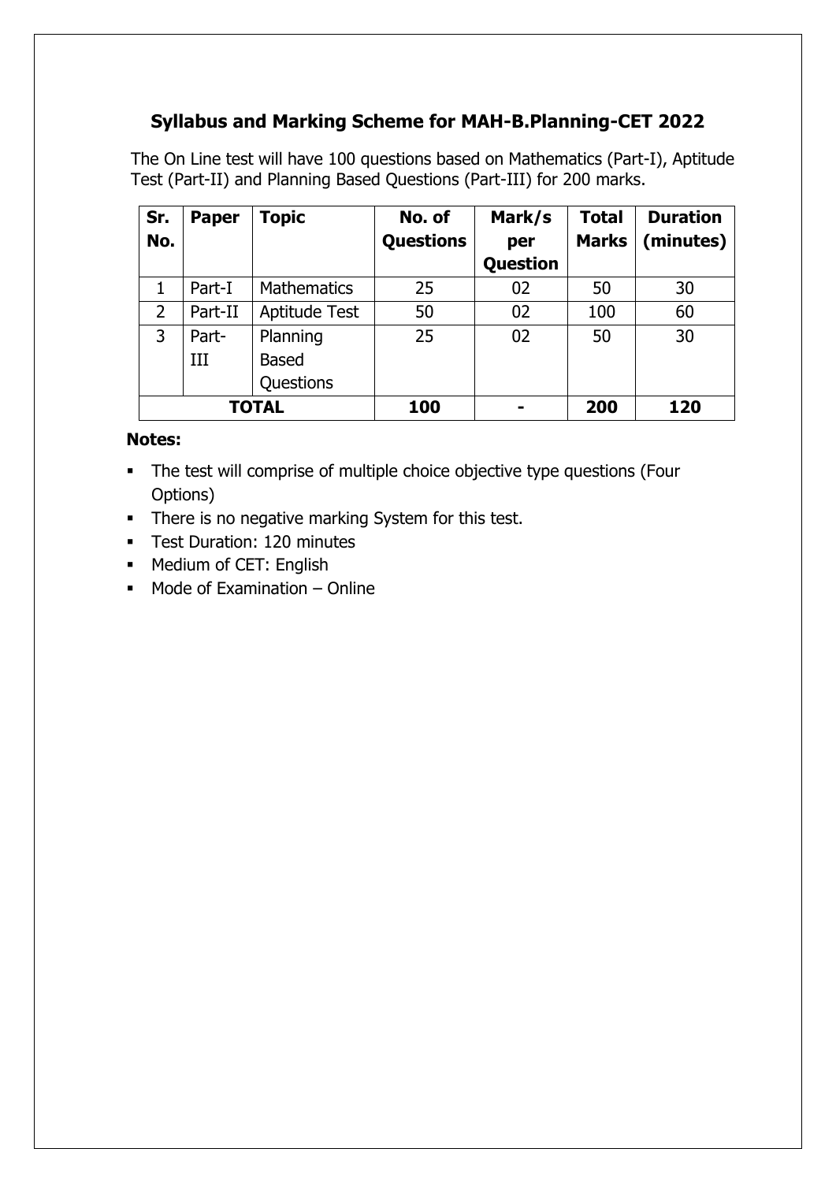## Syllabus and Marking Scheme for MAH-B.Planning-CET 2022

The On Line test will have 100 questions based on Mathematics (Part-I), Aptitude Test (Part-II) and Planning Based Questions (Part-III) for 200 marks.

| Sr. No. | Paper | Topic | No. of Questions | Mark/s per Question | Total Marks | Duration (minutes) |
|---|---|---|---|---|---|---|
| 1 | Part-I | Mathematics | 25 | 02 | 50 | 30 |
| 2 | Part-II | Aptitude Test | 50 | 02 | 100 | 60 |
| 3 | Part-III | Planning Based Questions | 25 | 02 | 50 | 30 |
| **TOTAL** | | | **100** | **-** | **200** | **120** |

**Notes:**

- The test will comprise of multiple choice objective type questions (Four Options)
- There is no negative marking System for this test.
- Test Duration: 120 minutes
- Medium of CET: English
- Mode of Examination – Online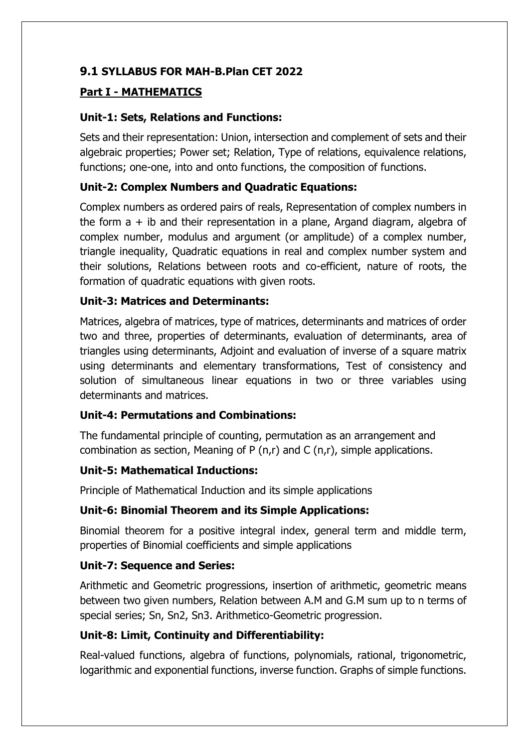### 9.1 SYLLABUS FOR MAH-B.Plan CET 2022

#### Part I - MATHEMATICS

**Unit-1: Sets, Relations and Functions:**

Sets and their representation: Union, intersection and complement of sets and their algebraic properties; Power set; Relation, Type of relations, equivalence relations, functions; one-one, into and onto functions, the composition of functions.

**Unit-2: Complex Numbers and Quadratic Equations:**

Complex numbers as ordered pairs of reals, Representation of complex numbers in the form a + ib and their representation in a plane, Argand diagram, algebra of complex number, modulus and argument (or amplitude) of a complex number, triangle inequality, Quadratic equations in real and complex number system and their solutions, Relations between roots and co-efficient, nature of roots, the formation of quadratic equations with given roots.

**Unit-3: Matrices and Determinants:**

Matrices, algebra of matrices, type of matrices, determinants and matrices of order two and three, properties of determinants, evaluation of determinants, area of triangles using determinants, Adjoint and evaluation of inverse of a square matrix using determinants and elementary transformations, Test of consistency and solution of simultaneous linear equations in two or three variables using determinants and matrices.

**Unit-4: Permutations and Combinations:**

The fundamental principle of counting, permutation as an arrangement and combination as section, Meaning of P (n,r) and C (n,r), simple applications.

**Unit-5: Mathematical Inductions:**

Principle of Mathematical Induction and its simple applications

**Unit-6: Binomial Theorem and its Simple Applications:**

Binomial theorem for a positive integral index, general term and middle term, properties of Binomial coefficients and simple applications

**Unit-7: Sequence and Series:**

Arithmetic and Geometric progressions, insertion of arithmetic, geometric means between two given numbers, Relation between A.M and G.M sum up to n terms of special series; Sn, Sn2, Sn3. Arithmetico-Geometric progression.

**Unit-8: Limit, Continuity and Differentiability:**

Real-valued functions, algebra of functions, polynomials, rational, trigonometric, logarithmic and exponential functions, inverse function. Graphs of simple functions.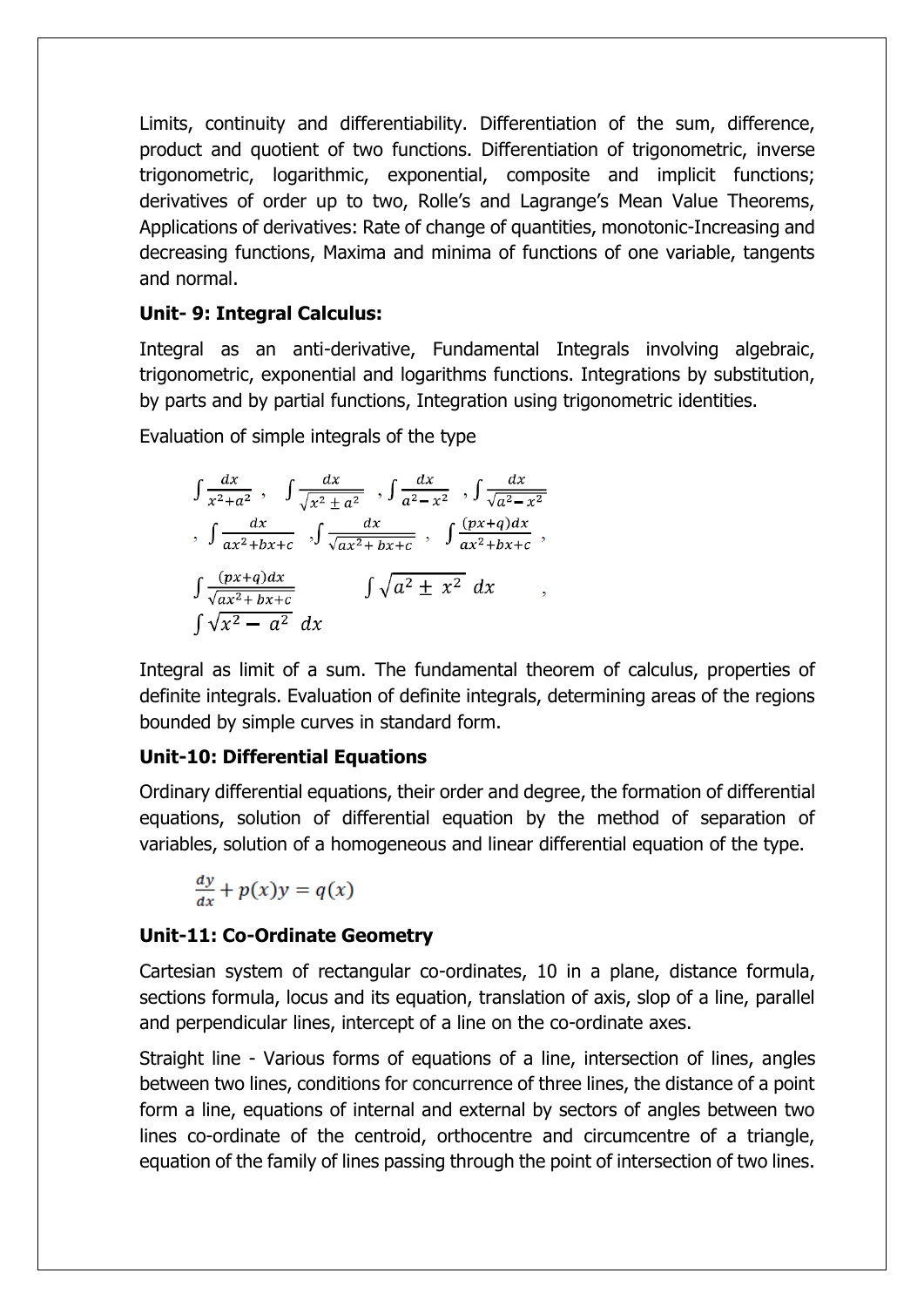Limits, continuity and differentiability. Differentiation of the sum, difference, product and quotient of two functions. Differentiation of trigonometric, inverse trigonometric, logarithmic, exponential, composite and implicit functions; derivatives of order up to two, Rolle's and Lagrange's Mean Value Theorems, Applications of derivatives: Rate of change of quantities, monotonic-Increasing and decreasing functions, Maxima and minima of functions of one variable, tangents and normal.

**Unit- 9: Integral Calculus:**

Integral as an anti-derivative, Fundamental Integrals involving algebraic, trigonometric, exponential and logarithms functions. Integrations by substitution, by parts and by partial functions, Integration using trigonometric identities.

Evaluation of simple integrals of the type

$$\int \frac{dx}{x^2+a^2}, \quad \int \frac{dx}{\sqrt{x^2 \pm a^2}}, \int \frac{dx}{a^2-x^2}, \int \frac{dx}{\sqrt{a^2-x^2}}$$

$$, \int \frac{dx}{ax^2+bx+c}, \int \frac{dx}{\sqrt{ax^2+bx+c}}, \quad \int \frac{(px+q)dx}{ax^2+bx+c},$$

$$\int \frac{(px+q)dx}{\sqrt{ax^2+bx+c}} \qquad \int \sqrt{a^2 \pm x^2}\, dx \qquad ,$$

$$\int \sqrt{x^2 - a^2}\, dx$$

Integral as limit of a sum. The fundamental theorem of calculus, properties of definite integrals. Evaluation of definite integrals, determining areas of the regions bounded by simple curves in standard form.

**Unit-10: Differential Equations**

Ordinary differential equations, their order and degree, the formation of differential equations, solution of differential equation by the method of separation of variables, solution of a homogeneous and linear differential equation of the type.

$$\frac{dy}{dx} + p(x)y = q(x)$$

**Unit-11: Co-Ordinate Geometry**

Cartesian system of rectangular co-ordinates, 10 in a plane, distance formula, sections formula, locus and its equation, translation of axis, slop of a line, parallel and perpendicular lines, intercept of a line on the co-ordinate axes.

Straight line - Various forms of equations of a line, intersection of lines, angles between two lines, conditions for concurrence of three lines, the distance of a point form a line, equations of internal and external by sectors of angles between two lines co-ordinate of the centroid, orthocentre and circumcentre of a triangle, equation of the family of lines passing through the point of intersection of two lines.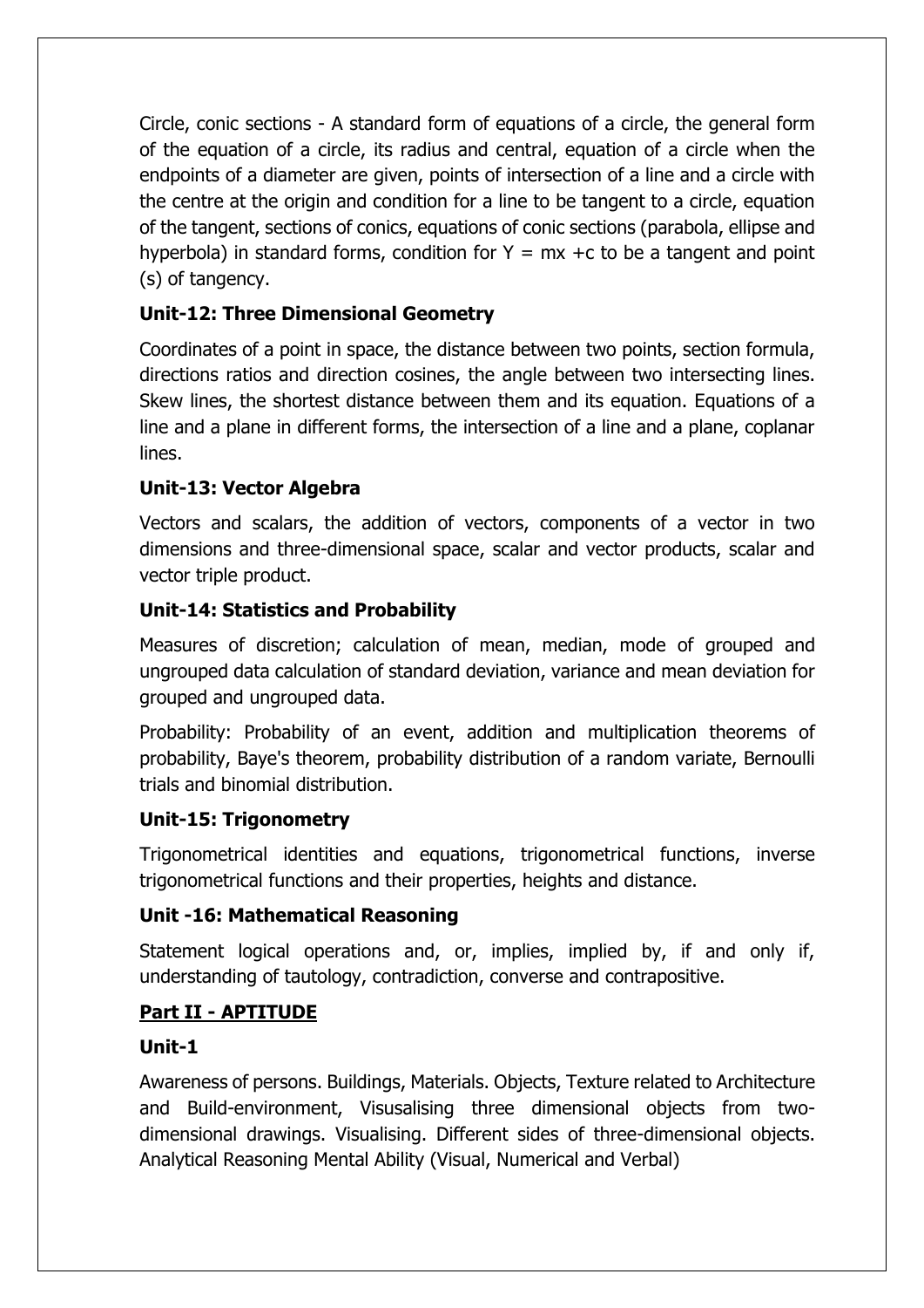Circle, conic sections - A standard form of equations of a circle, the general form of the equation of a circle, its radius and central, equation of a circle when the endpoints of a diameter are given, points of intersection of a line and a circle with the centre at the origin and condition for a line to be tangent to a circle, equation of the tangent, sections of conics, equations of conic sections (parabola, ellipse and hyperbola) in standard forms, condition for $Y = mx + c$ to be a tangent and point (s) of tangency.

**Unit-12: Three Dimensional Geometry**

Coordinates of a point in space, the distance between two points, section formula, directions ratios and direction cosines, the angle between two intersecting lines. Skew lines, the shortest distance between them and its equation. Equations of a line and a plane in different forms, the intersection of a line and a plane, coplanar lines.

**Unit-13: Vector Algebra**

Vectors and scalars, the addition of vectors, components of a vector in two dimensions and three-dimensional space, scalar and vector products, scalar and vector triple product.

**Unit-14: Statistics and Probability**

Measures of discretion; calculation of mean, median, mode of grouped and ungrouped data calculation of standard deviation, variance and mean deviation for grouped and ungrouped data.

Probability: Probability of an event, addition and multiplication theorems of probability, Baye's theorem, probability distribution of a random variate, Bernoulli trials and binomial distribution.

**Unit-15: Trigonometry**

Trigonometrical identities and equations, trigonometrical functions, inverse trigonometrical functions and their properties, heights and distance.

**Unit -16: Mathematical Reasoning**

Statement logical operations and, or, implies, implied by, if and only if, understanding of tautology, contradiction, converse and contrapositive.

**<u>Part II - APTITUDE</u>**

**Unit-1**

Awareness of persons. Buildings, Materials. Objects, Texture related to Architecture and Build-environment, Visualising three dimensional objects from two-dimensional drawings. Visualising. Different sides of three-dimensional objects. Analytical Reasoning Mental Ability (Visual, Numerical and Verbal)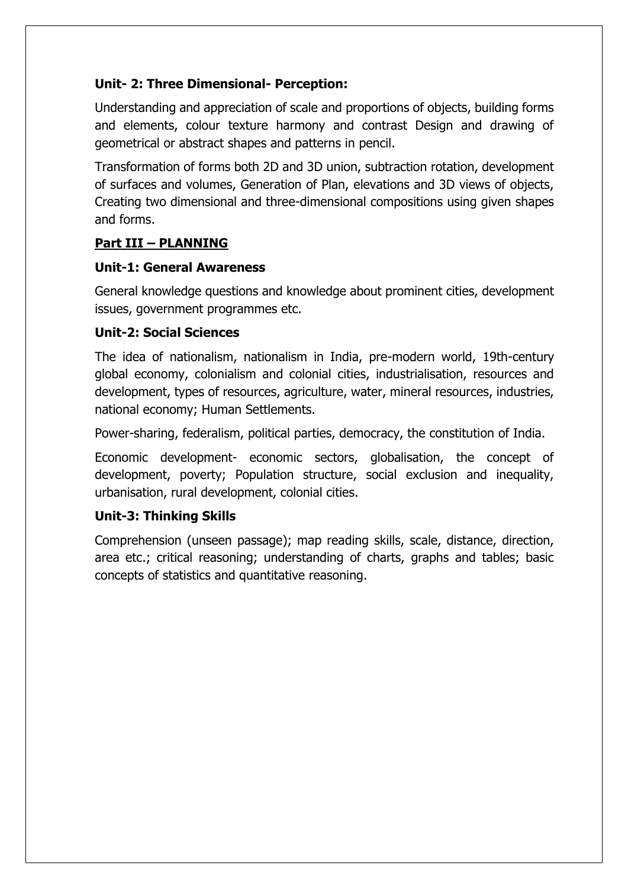**Unit- 2: Three Dimensional- Perception:**

Understanding and appreciation of scale and proportions of objects, building forms and elements, colour texture harmony and contrast Design and drawing of geometrical or abstract shapes and patterns in pencil.

Transformation of forms both 2D and 3D union, subtraction rotation, development of surfaces and volumes, Generation of Plan, elevations and 3D views of objects, Creating two dimensional and three-dimensional compositions using given shapes and forms.

## Part III – PLANNING

**Unit-1: General Awareness**

General knowledge questions and knowledge about prominent cities, development issues, government programmes etc.

**Unit-2: Social Sciences**

The idea of nationalism, nationalism in India, pre-modern world, 19th-century global economy, colonialism and colonial cities, industrialisation, resources and development, types of resources, agriculture, water, mineral resources, industries, national economy; Human Settlements.

Power-sharing, federalism, political parties, democracy, the constitution of India.

Economic development- economic sectors, globalisation, the concept of development, poverty; Population structure, social exclusion and inequality, urbanisation, rural development, colonial cities.

**Unit-3: Thinking Skills**

Comprehension (unseen passage); map reading skills, scale, distance, direction, area etc.; critical reasoning; understanding of charts, graphs and tables; basic concepts of statistics and quantitative reasoning.